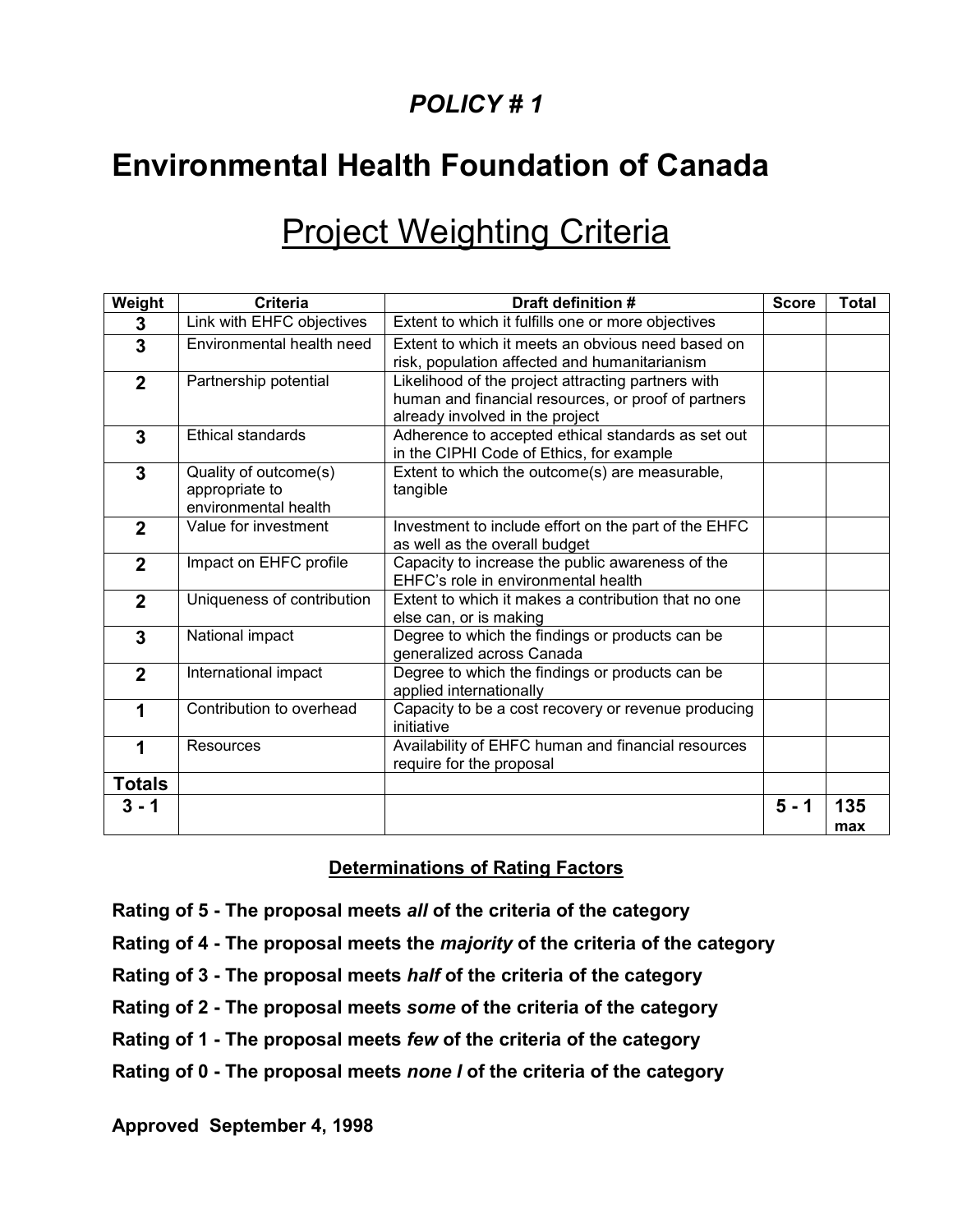## *POLICY # 1*

# Environmental Health Foundation of Canada

## Project Weighting Criteria

| Weight | Criteria | Draft definition # | Score | Total |
|---|---|---|---|---|
| **3** | Link with EHFC objectives | Extent to which it fulfills one or more objectives | | |
| **3** | Environmental health need | Extent to which it meets an obvious need based on risk, population affected and humanitarianism | | |
| **2** | Partnership potential | Likelihood of the project attracting partners with human and financial resources, or proof of partners already involved in the project | | |
| **3** | Ethical standards | Adherence to accepted ethical standards as set out in the CIPHI Code of Ethics, for example | | |
| **3** | Quality of outcome(s) appropriate to environmental health | Extent to which the outcome(s) are measurable, tangible | | |
| **2** | Value for investment | Investment to include effort on the part of the EHFC as well as the overall budget | | |
| **2** | Impact on EHFC profile | Capacity to increase the public awareness of the EHFC's role in environmental health | | |
| **2** | Uniqueness of contribution | Extent to which it makes a contribution that no one else can, or is making | | |
| **3** | National impact | Degree to which the findings or products can be generalized across Canada | | |
| **2** | International impact | Degree to which the findings or products can be applied internationally | | |
| **1** | Contribution to overhead | Capacity to be a cost recovery or revenue producing initiative | | |
| **1** | Resources | Availability of EHFC human and financial resources require for the proposal | | |
| **Totals** | | | | |
| **3 - 1** | | | **5 - 1** | **135 max** |

### Determinations of Rating Factors

**Rating of 5 - The proposal meets *all* of the criteria of the category**

**Rating of 4 - The proposal meets the *majority* of the criteria of the category**

**Rating of 3 - The proposal meets *half* of the criteria of the category**

**Rating of 2 - The proposal meets *some* of the criteria of the category**

**Rating of 1 - The proposal meets *few* of the criteria of the category**

**Rating of 0 - The proposal meets *none l* of the criteria of the category**

**Approved September 4, 1998**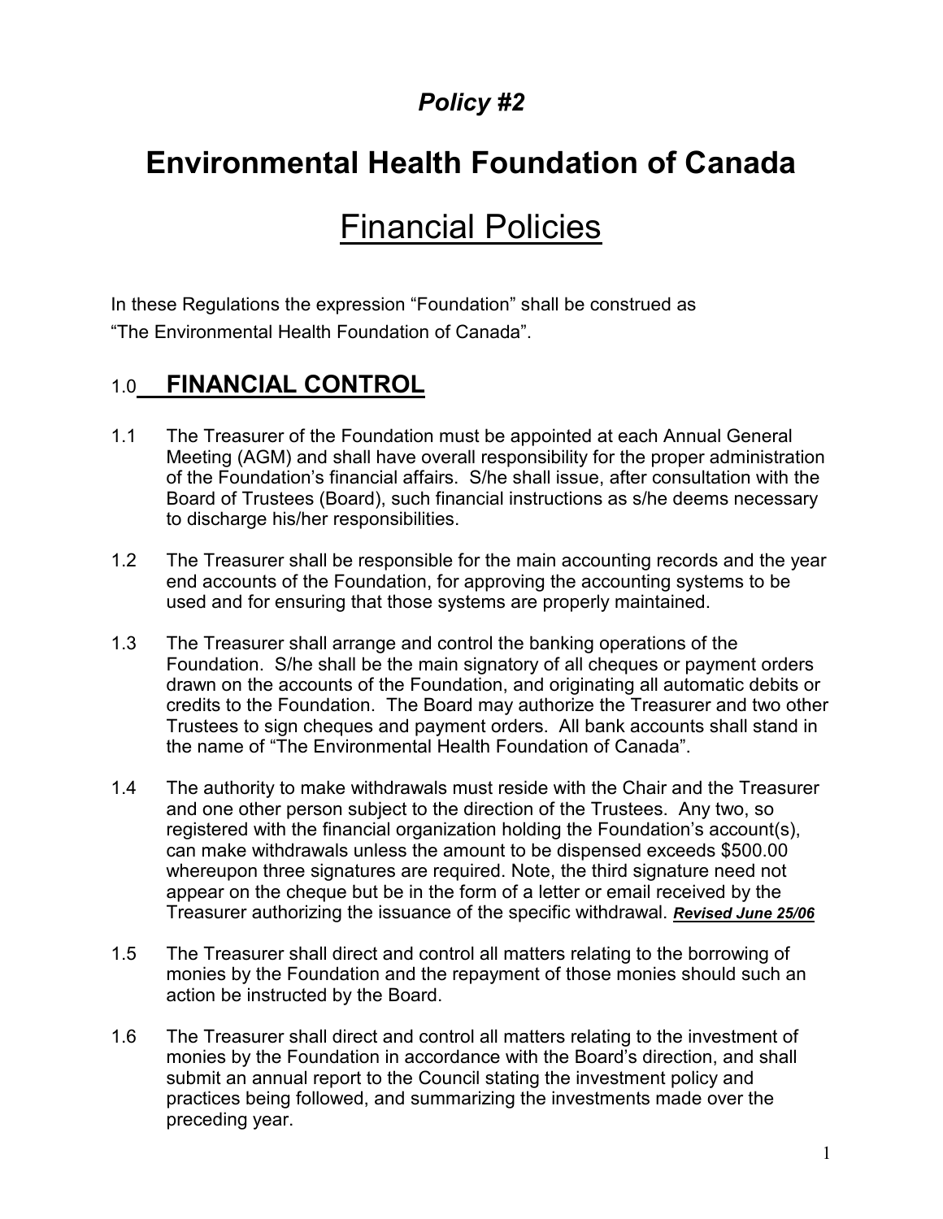*Policy #2*

# Environmental Health Foundation of Canada

# Financial Policies

In these Regulations the expression “Foundation” shall be construed as “The Environmental Health Foundation of Canada”.

## 1.0 FINANCIAL CONTROL

1.1 The Treasurer of the Foundation must be appointed at each Annual General Meeting (AGM) and shall have overall responsibility for the proper administration of the Foundation’s financial affairs. S/he shall issue, after consultation with the Board of Trustees (Board), such financial instructions as s/he deems necessary to discharge his/her responsibilities.

1.2 The Treasurer shall be responsible for the main accounting records and the year end accounts of the Foundation, for approving the accounting systems to be used and for ensuring that those systems are properly maintained.

1.3 The Treasurer shall arrange and control the banking operations of the Foundation. S/he shall be the main signatory of all cheques or payment orders drawn on the accounts of the Foundation, and originating all automatic debits or credits to the Foundation. The Board may authorize the Treasurer and two other Trustees to sign cheques and payment orders. All bank accounts shall stand in the name of “The Environmental Health Foundation of Canada”.

1.4 The authority to make withdrawals must reside with the Chair and the Treasurer and one other person subject to the direction of the Trustees. Any two, so registered with the financial organization holding the Foundation’s account(s), can make withdrawals unless the amount to be dispensed exceeds $500.00 whereupon three signatures are required. Note, the third signature need not appear on the cheque but be in the form of a letter or email received by the Treasurer authorizing the issuance of the specific withdrawal. ***Revised June 25/06***

1.5 The Treasurer shall direct and control all matters relating to the borrowing of monies by the Foundation and the repayment of those monies should such an action be instructed by the Board.

1.6 The Treasurer shall direct and control all matters relating to the investment of monies by the Foundation in accordance with the Board’s direction, and shall submit an annual report to the Council stating the investment policy and practices being followed, and summarizing the investments made over the preceding year.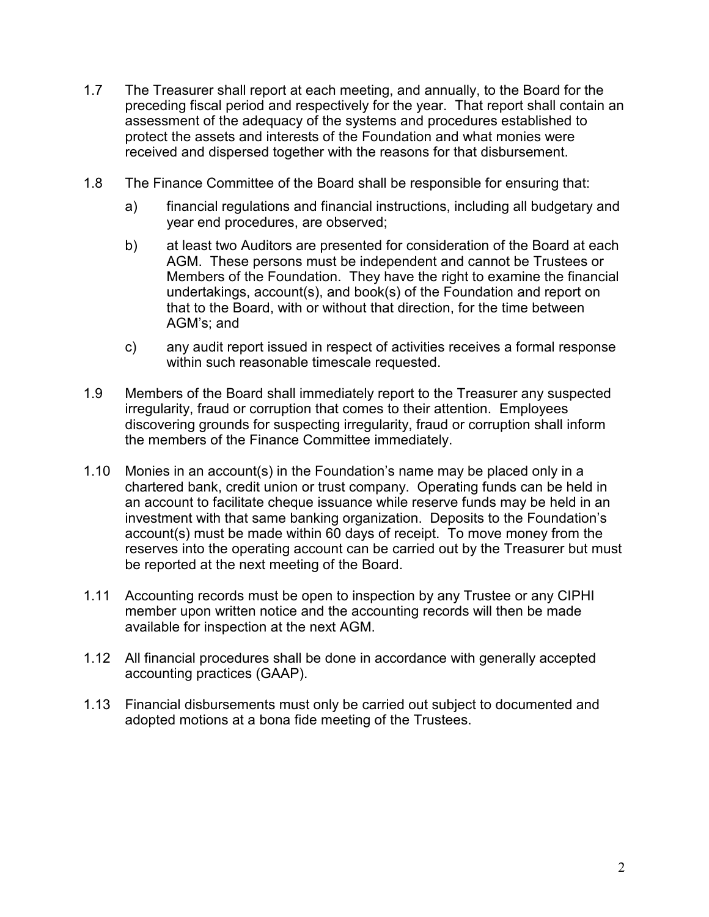1.7 The Treasurer shall report at each meeting, and annually, to the Board for the preceding fiscal period and respectively for the year. That report shall contain an assessment of the adequacy of the systems and procedures established to protect the assets and interests of the Foundation and what monies were received and dispersed together with the reasons for that disbursement.

1.8 The Finance Committee of the Board shall be responsible for ensuring that:

   a) financial regulations and financial instructions, including all budgetary and year end procedures, are observed;

   b) at least two Auditors are presented for consideration of the Board at each AGM. These persons must be independent and cannot be Trustees or Members of the Foundation. They have the right to examine the financial undertakings, account(s), and book(s) of the Foundation and report on that to the Board, with or without that direction, for the time between AGM's; and

   c) any audit report issued in respect of activities receives a formal response within such reasonable timescale requested.

1.9 Members of the Board shall immediately report to the Treasurer any suspected irregularity, fraud or corruption that comes to their attention. Employees discovering grounds for suspecting irregularity, fraud or corruption shall inform the members of the Finance Committee immediately.

1.10 Monies in an account(s) in the Foundation's name may be placed only in a chartered bank, credit union or trust company. Operating funds can be held in an account to facilitate cheque issuance while reserve funds may be held in an investment with that same banking organization. Deposits to the Foundation's account(s) must be made within 60 days of receipt. To move money from the reserves into the operating account can be carried out by the Treasurer but must be reported at the next meeting of the Board.

1.11 Accounting records must be open to inspection by any Trustee or any CIPHI member upon written notice and the accounting records will then be made available for inspection at the next AGM.

1.12 All financial procedures shall be done in accordance with generally accepted accounting practices (GAAP).

1.13 Financial disbursements must only be carried out subject to documented and adopted motions at a bona fide meeting of the Trustees.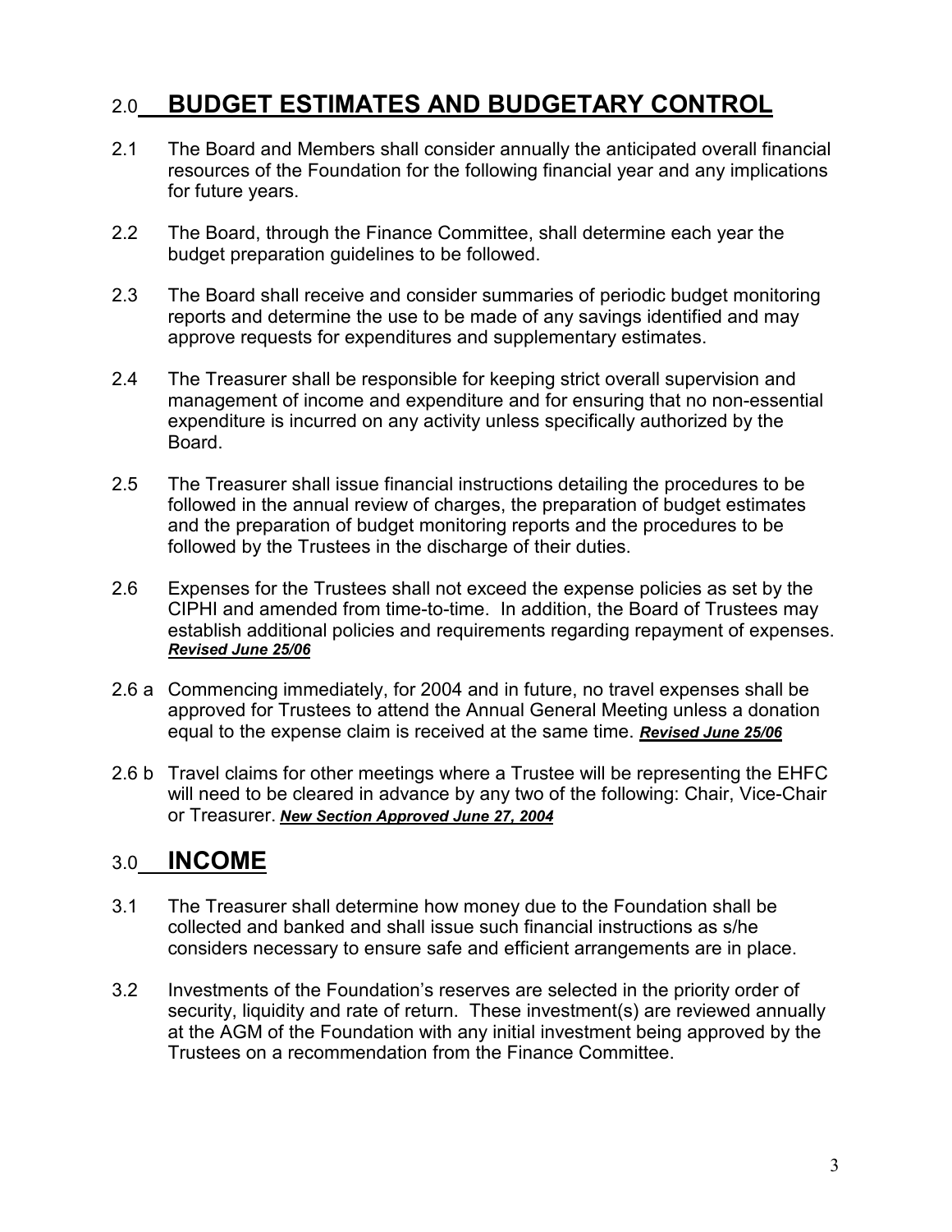## 2.0 BUDGET ESTIMATES AND BUDGETARY CONTROL

2.1 The Board and Members shall consider annually the anticipated overall financial resources of the Foundation for the following financial year and any implications for future years.

2.2 The Board, through the Finance Committee, shall determine each year the budget preparation guidelines to be followed.

2.3 The Board shall receive and consider summaries of periodic budget monitoring reports and determine the use to be made of any savings identified and may approve requests for expenditures and supplementary estimates.

2.4 The Treasurer shall be responsible for keeping strict overall supervision and management of income and expenditure and for ensuring that no non-essential expenditure is incurred on any activity unless specifically authorized by the Board.

2.5 The Treasurer shall issue financial instructions detailing the procedures to be followed in the annual review of charges, the preparation of budget estimates and the preparation of budget monitoring reports and the procedures to be followed by the Trustees in the discharge of their duties.

2.6 Expenses for the Trustees shall not exceed the expense policies as set by the CIPHI and amended from time-to-time. In addition, the Board of Trustees may establish additional policies and requirements regarding repayment of expenses. ***Revised June 25/06***

2.6 a Commencing immediately, for 2004 and in future, no travel expenses shall be approved for Trustees to attend the Annual General Meeting unless a donation equal to the expense claim is received at the same time. ***Revised June 25/06***

2.6 b Travel claims for other meetings where a Trustee will be representing the EHFC will need to be cleared in advance by any two of the following: Chair, Vice-Chair or Treasurer. ***New Section Approved June 27, 2004***

## 3.0 INCOME

3.1 The Treasurer shall determine how money due to the Foundation shall be collected and banked and shall issue such financial instructions as s/he considers necessary to ensure safe and efficient arrangements are in place.

3.2 Investments of the Foundation's reserves are selected in the priority order of security, liquidity and rate of return. These investment(s) are reviewed annually at the AGM of the Foundation with any initial investment being approved by the Trustees on a recommendation from the Finance Committee.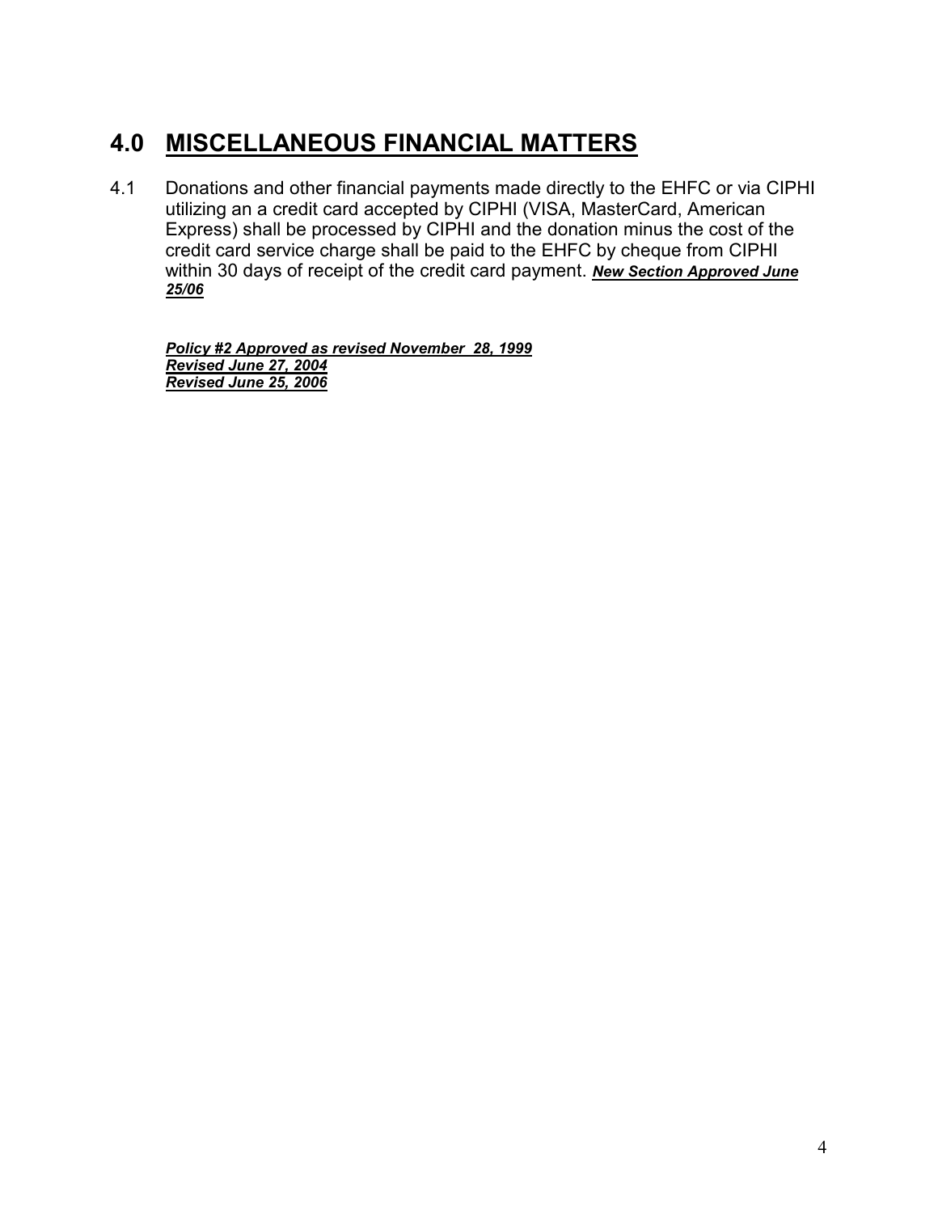# 4.0 MISCELLANEOUS FINANCIAL MATTERS

4.1 Donations and other financial payments made directly to the EHFC or via CIPHI utilizing an a credit card accepted by CIPHI (VISA, MasterCard, American Express) shall be processed by CIPHI and the donation minus the cost of the credit card service charge shall be paid to the EHFC by cheque from CIPHI within 30 days of receipt of the credit card payment. ***New Section Approved June 25/06***

***Policy #2 Approved as revised November 28, 1999***
***Revised June 27, 2004***
***Revised June 25, 2006***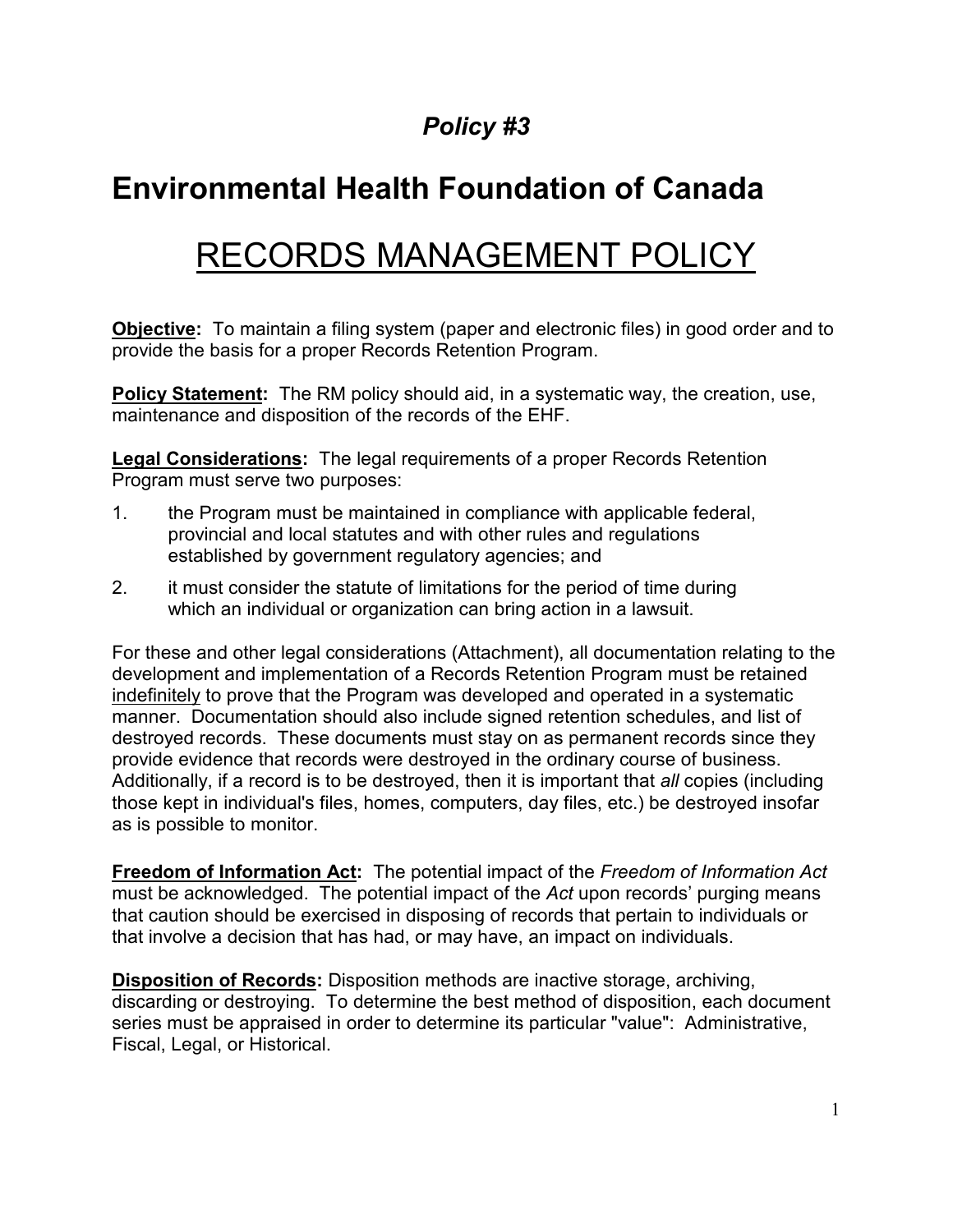### *Policy #3*

# Environmental Health Foundation of Canada

## RECORDS MANAGEMENT POLICY

**Objective:** To maintain a filing system (paper and electronic files) in good order and to provide the basis for a proper Records Retention Program.

**Policy Statement:** The RM policy should aid, in a systematic way, the creation, use, maintenance and disposition of the records of the EHF.

**Legal Considerations:** The legal requirements of a proper Records Retention Program must serve two purposes:

1. the Program must be maintained in compliance with applicable federal, provincial and local statutes and with other rules and regulations established by government regulatory agencies; and
2. it must consider the statute of limitations for the period of time during which an individual or organization can bring action in a lawsuit.

For these and other legal considerations (Attachment), all documentation relating to the development and implementation of a Records Retention Program must be retained indefinitely to prove that the Program was developed and operated in a systematic manner. Documentation should also include signed retention schedules, and list of destroyed records. These documents must stay on as permanent records since they provide evidence that records were destroyed in the ordinary course of business. Additionally, if a record is to be destroyed, then it is important that *all* copies (including those kept in individual's files, homes, computers, day files, etc.) be destroyed insofar as is possible to monitor.

**Freedom of Information Act:** The potential impact of the *Freedom of Information Act* must be acknowledged. The potential impact of the *Act* upon records' purging means that caution should be exercised in disposing of records that pertain to individuals or that involve a decision that has had, or may have, an impact on individuals.

**Disposition of Records:** Disposition methods are inactive storage, archiving, discarding or destroying. To determine the best method of disposition, each document series must be appraised in order to determine its particular "value": Administrative, Fiscal, Legal, or Historical.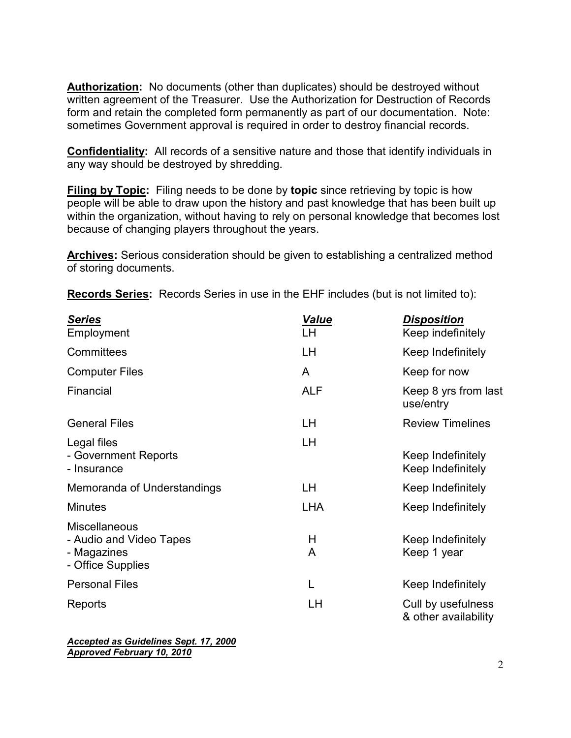**Authorization:** No documents (other than duplicates) should be destroyed without written agreement of the Treasurer. Use the Authorization for Destruction of Records form and retain the completed form permanently as part of our documentation. Note: sometimes Government approval is required in order to destroy financial records.

**Confidentiality:** All records of a sensitive nature and those that identify individuals in any way should be destroyed by shredding.

**Filing by Topic:** Filing needs to be done by **topic** since retrieving by topic is how people will be able to draw upon the history and past knowledge that has been built up within the organization, without having to rely on personal knowledge that becomes lost because of changing players throughout the years.

**Archives:** Serious consideration should be given to establishing a centralized method of storing documents.

**Records Series:** Records Series in use in the EHF includes (but is not limited to):

| ***Series*** | ***Value*** | ***Disposition*** |
| --- | --- | --- |
| Employment | LH | Keep indefinitely |
| Committees | LH | Keep Indefinitely |
| Computer Files | A | Keep for now |
| Financial | ALF | Keep 8 yrs from last use/entry |
| General Files | LH | Review Timelines |
| Legal files | LH | |
| - Government Reports | | Keep Indefinitely |
| - Insurance | | Keep Indefinitely |
| Memoranda of Understandings | LH | Keep Indefinitely |
| Minutes | LHA | Keep Indefinitely |
| Miscellaneous | | |
| - Audio and Video Tapes | H | Keep Indefinitely |
| - Magazines | A | Keep 1 year |
| - Office Supplies | | |
| Personal Files | L | Keep Indefinitely |
| Reports | LH | Cull by usefulness & other availability |

***Accepted as Guidelines Sept. 17, 2000***
***Approved February 10, 2010***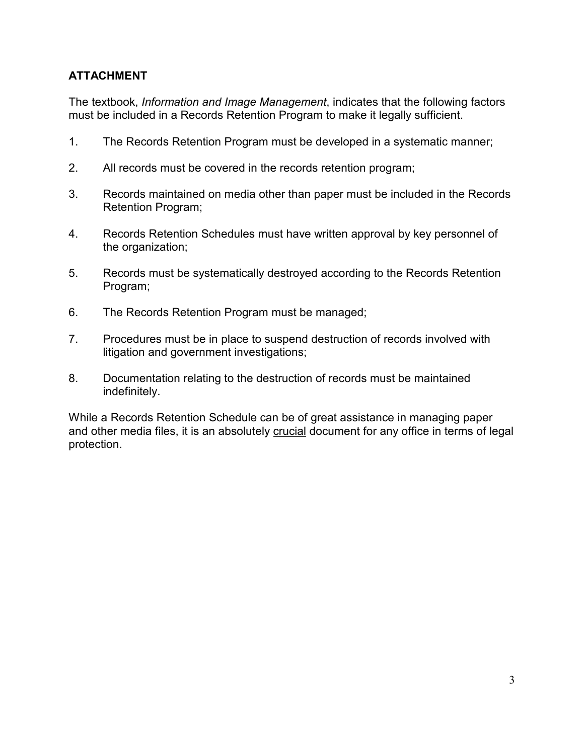**ATTACHMENT**

The textbook, *Information and Image Management*, indicates that the following factors must be included in a Records Retention Program to make it legally sufficient.

1. The Records Retention Program must be developed in a systematic manner;
2. All records must be covered in the records retention program;
3. Records maintained on media other than paper must be included in the Records Retention Program;
4. Records Retention Schedules must have written approval by key personnel of the organization;
5. Records must be systematically destroyed according to the Records Retention Program;
6. The Records Retention Program must be managed;
7. Procedures must be in place to suspend destruction of records involved with litigation and government investigations;
8. Documentation relating to the destruction of records must be maintained indefinitely.

While a Records Retention Schedule can be of great assistance in managing paper and other media files, it is an absolutely <u>crucial</u> document for any office in terms of legal protection.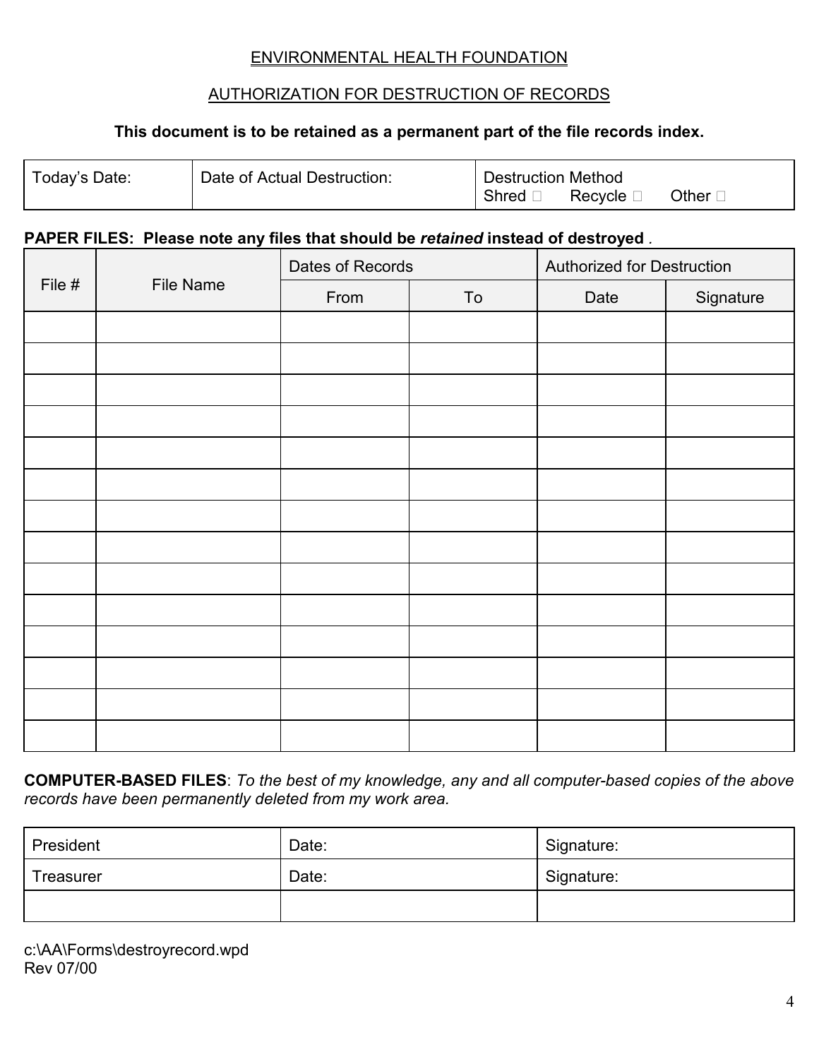ENVIRONMENTAL HEALTH FOUNDATION

AUTHORIZATION FOR DESTRUCTION OF RECORDS

**This document is to be retained as a permanent part of the file records index.**

| Today's Date: | Date of Actual Destruction: | Destruction Method<br>Shred ☐ Recycle ☐ Other ☐ |
|---|---|---|

**PAPER FILES: Please note any files that should be *retained* instead of destroyed** .

| File # | File Name | Dates of Records | | Authorized for Destruction | |
|---|---|---|---|---|---|
| | | From | To | Date | Signature |
| | | | | | |
| | | | | | |
| | | | | | |
| | | | | | |
| | | | | | |
| | | | | | |
| | | | | | |
| | | | | | |
| | | | | | |
| | | | | | |
| | | | | | |
| | | | | | |
| | | | | | |
| | | | | | |

**COMPUTER-BASED FILES**: *To the best of my knowledge, any and all computer-based copies of the above records have been permanently deleted from my work area.*

| President | Date: | Signature: |
|---|---|---|
| Treasurer | Date: | Signature: |
| | | |

c:\AA\Forms\destroyrecord.wpd
Rev 07/00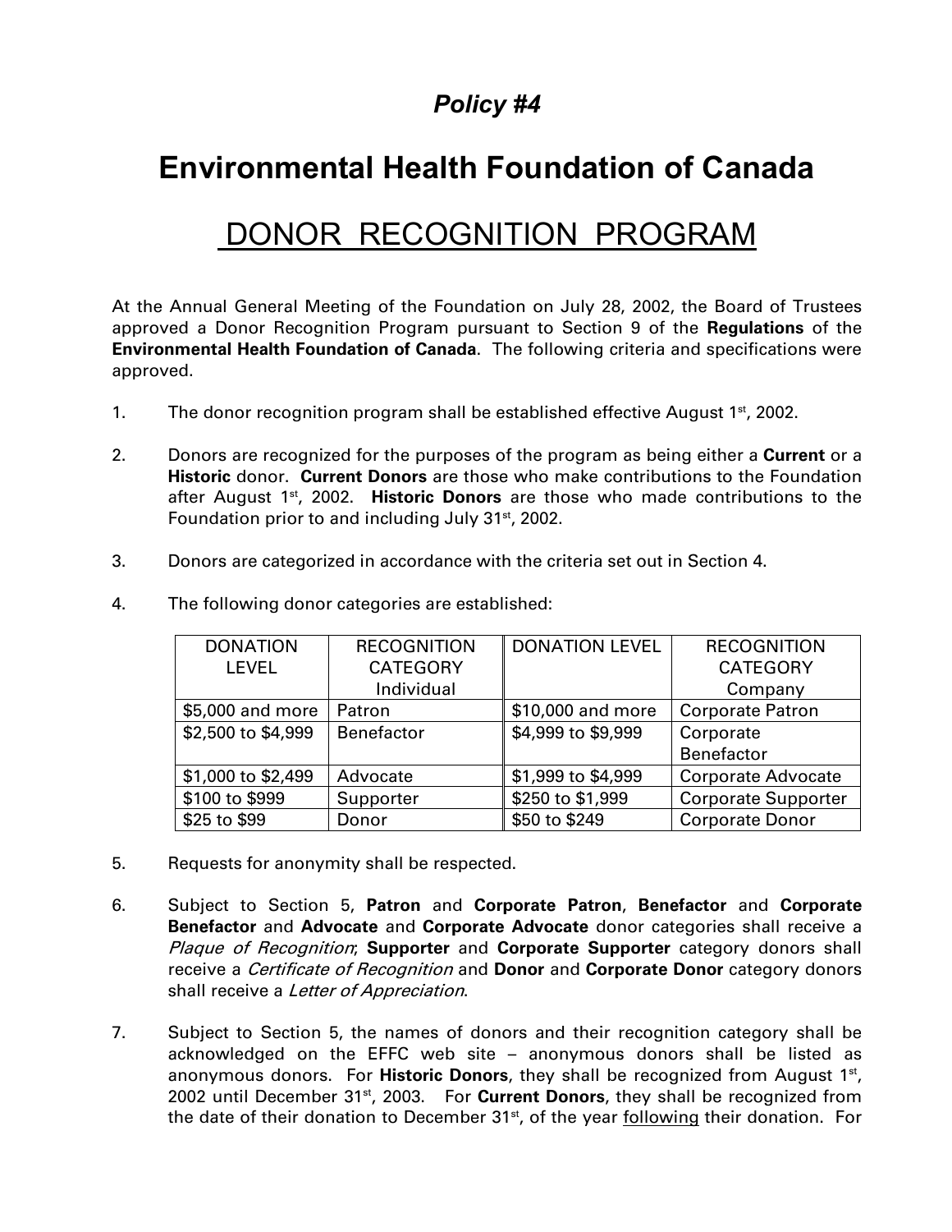## *Policy #4*

# Environmental Health Foundation of Canada

## DONOR RECOGNITION PROGRAM

At the Annual General Meeting of the Foundation on July 28, 2002, the Board of Trustees approved a Donor Recognition Program pursuant to Section 9 of the **Regulations** of the **Environmental Health Foundation of Canada**. The following criteria and specifications were approved.

1. The donor recognition program shall be established effective August 1st, 2002.

2. Donors are recognized for the purposes of the program as being either a **Current** or a **Historic** donor. **Current Donors** are those who make contributions to the Foundation after August 1st, 2002. **Historic Donors** are those who made contributions to the Foundation prior to and including July 31st, 2002.

3. Donors are categorized in accordance with the criteria set out in Section 4.

4. The following donor categories are established:

| DONATION LEVEL | RECOGNITION CATEGORY Individual | DONATION LEVEL | RECOGNITION CATEGORY Company |
|---|---|---|---|
| $5,000 and more | Patron | $10,000 and more | Corporate Patron |
| $2,500 to $4,999 | Benefactor | $4,999 to $9,999 | Corporate Benefactor |
| $1,000 to $2,499 | Advocate | $1,999 to $4,999 | Corporate Advocate |
| $100 to $999 | Supporter | $250 to $1,999 | Corporate Supporter |
| $25 to $99 | Donor | $50 to $249 | Corporate Donor |

5. Requests for anonymity shall be respected.

6. Subject to Section 5, **Patron** and **Corporate Patron**, **Benefactor** and **Corporate Benefactor** and **Advocate** and **Corporate Advocate** donor categories shall receive a *Plaque of Recognition*; **Supporter** and **Corporate Supporter** category donors shall receive a *Certificate of Recognition* and **Donor** and **Corporate Donor** category donors shall receive a *Letter of Appreciation*.

7. Subject to Section 5, the names of donors and their recognition category shall be acknowledged on the EFFC web site – anonymous donors shall be listed as anonymous donors. For **Historic Donors**, they shall be recognized from August 1st, 2002 until December 31st, 2003. For **Current Donors**, they shall be recognized from the date of their donation to December 31st, of the year following their donation. For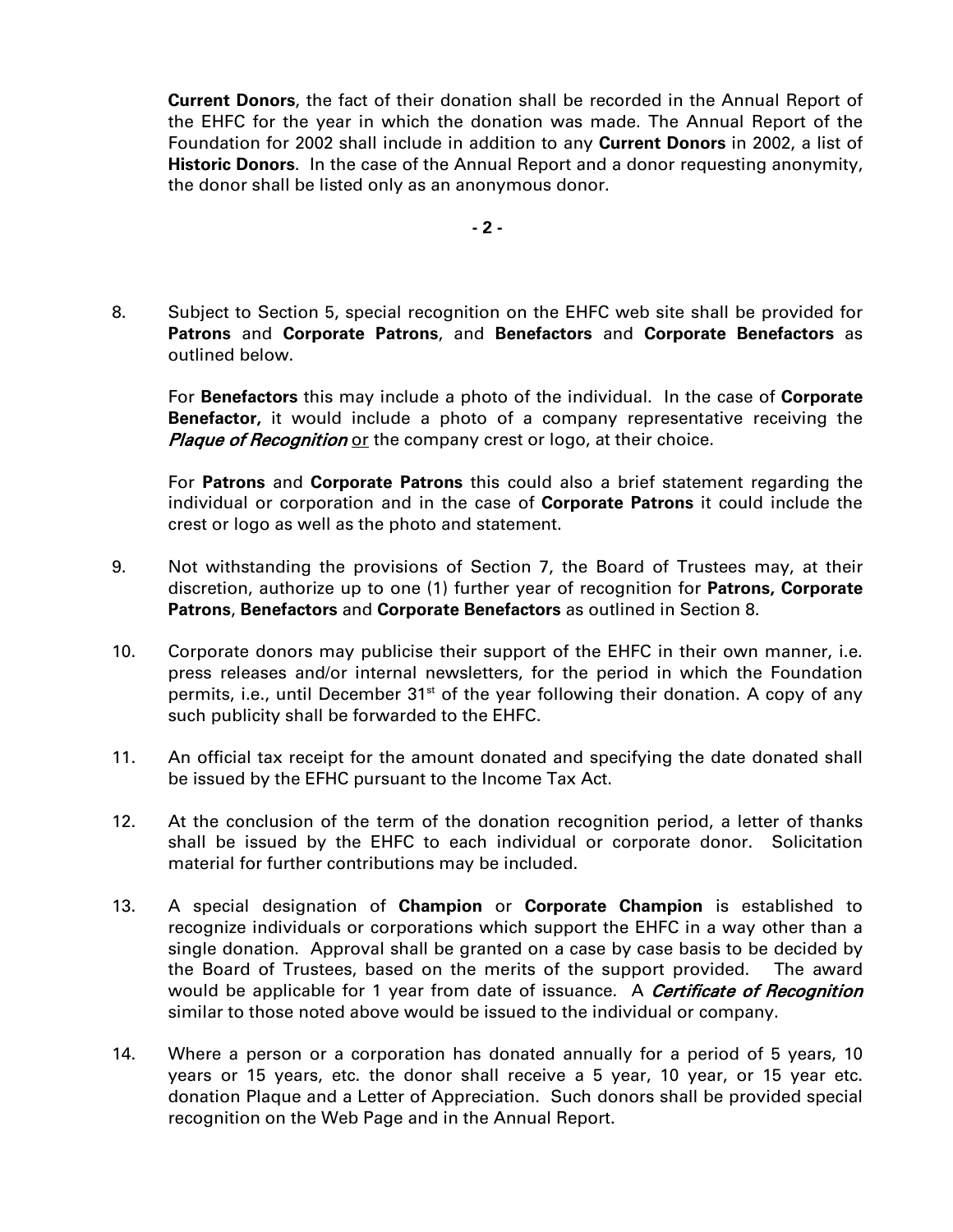**Current Donors**, the fact of their donation shall be recorded in the Annual Report of the EHFC for the year in which the donation was made. The Annual Report of the Foundation for 2002 shall include in addition to any **Current Donors** in 2002, a list of **Historic Donors**. In the case of the Annual Report and a donor requesting anonymity, the donor shall be listed only as an anonymous donor.

8. Subject to Section 5, special recognition on the EHFC web site shall be provided for **Patrons** and **Corporate Patrons**, and **Benefactors** and **Corporate Benefactors** as outlined below.

   For **Benefactors** this may include a photo of the individual. In the case of **Corporate Benefactor,** it would include a photo of a company representative receiving the ***Plaque of Recognition*** or the company crest or logo, at their choice.

   For **Patrons** and **Corporate Patrons** this could also a brief statement regarding the individual or corporation and in the case of **Corporate Patrons** it could include the crest or logo as well as the photo and statement.

9. Not withstanding the provisions of Section 7, the Board of Trustees may, at their discretion, authorize up to one (1) further year of recognition for **Patrons, Corporate Patrons**, **Benefactors** and **Corporate Benefactors** as outlined in Section 8.

10. Corporate donors may publicise their support of the EHFC in their own manner, i.e. press releases and/or internal newsletters, for the period in which the Foundation permits, i.e., until December 31st of the year following their donation. A copy of any such publicity shall be forwarded to the EHFC.

11. An official tax receipt for the amount donated and specifying the date donated shall be issued by the EFHC pursuant to the Income Tax Act.

12. At the conclusion of the term of the donation recognition period, a letter of thanks shall be issued by the EHFC to each individual or corporate donor. Solicitation material for further contributions may be included.

13. A special designation of **Champion** or **Corporate Champion** is established to recognize individuals or corporations which support the EHFC in a way other than a single donation. Approval shall be granted on a case by case basis to be decided by the Board of Trustees, based on the merits of the support provided. The award would be applicable for 1 year from date of issuance. A ***Certificate of Recognition*** similar to those noted above would be issued to the individual or company.

14. Where a person or a corporation has donated annually for a period of 5 years, 10 years or 15 years, etc. the donor shall receive a 5 year, 10 year, or 15 year etc. donation Plaque and a Letter of Appreciation. Such donors shall be provided special recognition on the Web Page and in the Annual Report.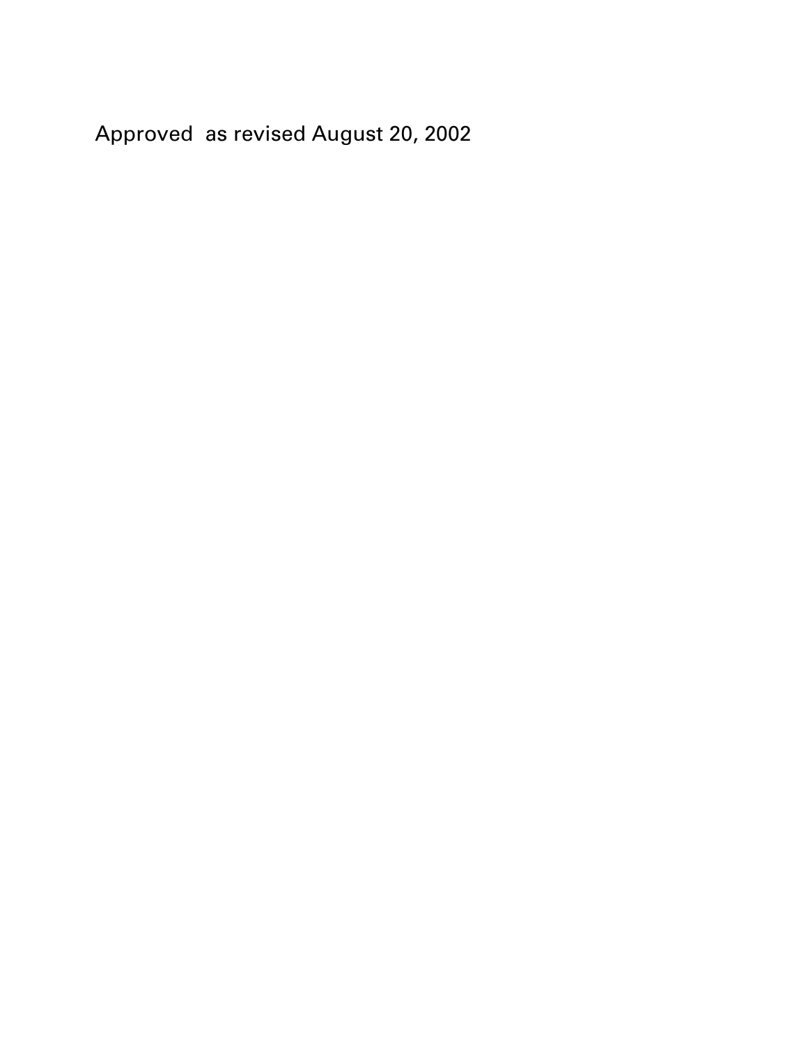Approved  as revised August 20, 2002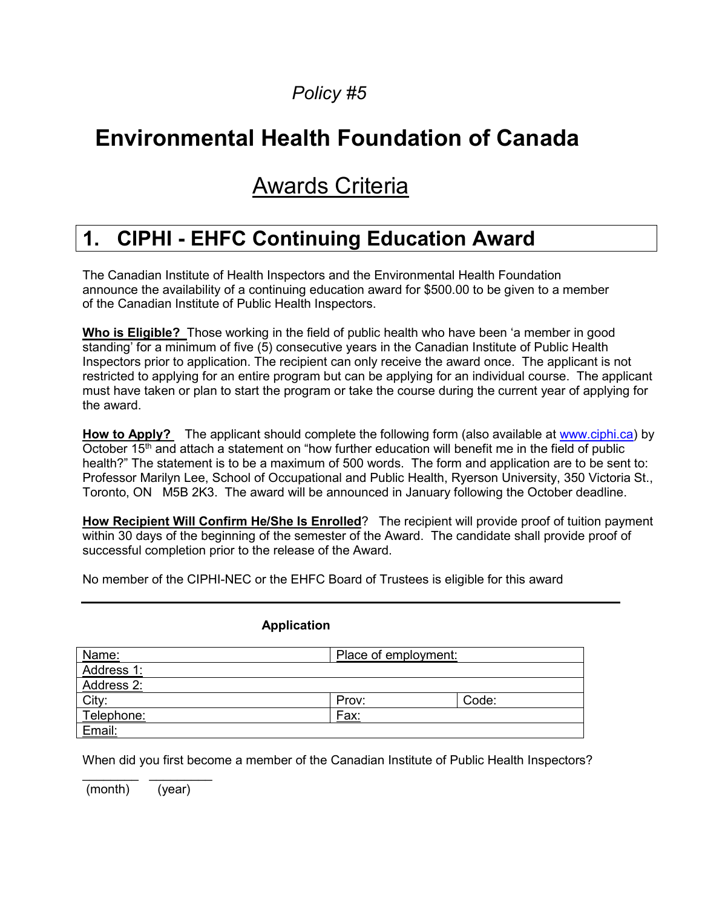*Policy #5*

# Environmental Health Foundation of Canada

## Awards Criteria

## 1. CIPHI - EHFC Continuing Education Award

The Canadian Institute of Health Inspectors and the Environmental Health Foundation announce the availability of a continuing education award for $500.00 to be given to a member of the Canadian Institute of Public Health Inspectors.

**Who is Eligible?** Those working in the field of public health who have been 'a member in good standing' for a minimum of five (5) consecutive years in the Canadian Institute of Public Health Inspectors prior to application. The recipient can only receive the award once. The applicant is not restricted to applying for an entire program but can be applying for an individual course. The applicant must have taken or plan to start the program or take the course during the current year of applying for the award.

**How to Apply?** The applicant should complete the following form (also available at www.ciphi.ca) by October 15th and attach a statement on "how further education will benefit me in the field of public health?" The statement is to be a maximum of 500 words. The form and application are to be sent to: Professor Marilyn Lee, School of Occupational and Public Health, Ryerson University, 350 Victoria St., Toronto, ON M5B 2K3. The award will be announced in January following the October deadline.

**How Recipient Will Confirm He/She Is Enrolled**? The recipient will provide proof of tuition payment within 30 days of the beginning of the semester of the Award. The candidate shall provide proof of successful completion prior to the release of the Award.

No member of the CIPHI-NEC or the EHFC Board of Trustees is eligible for this award

---

**Application**

| Name: | Place of employment: | |
|---|---|---|
| Address 1: | | |
| Address 2: | | |
| City: | Prov: | Code: |
| Telephone: | Fax: | |
| Email: | | |

When did you first become a member of the Canadian Institute of Public Health Inspectors?

________ _________
(month) (year)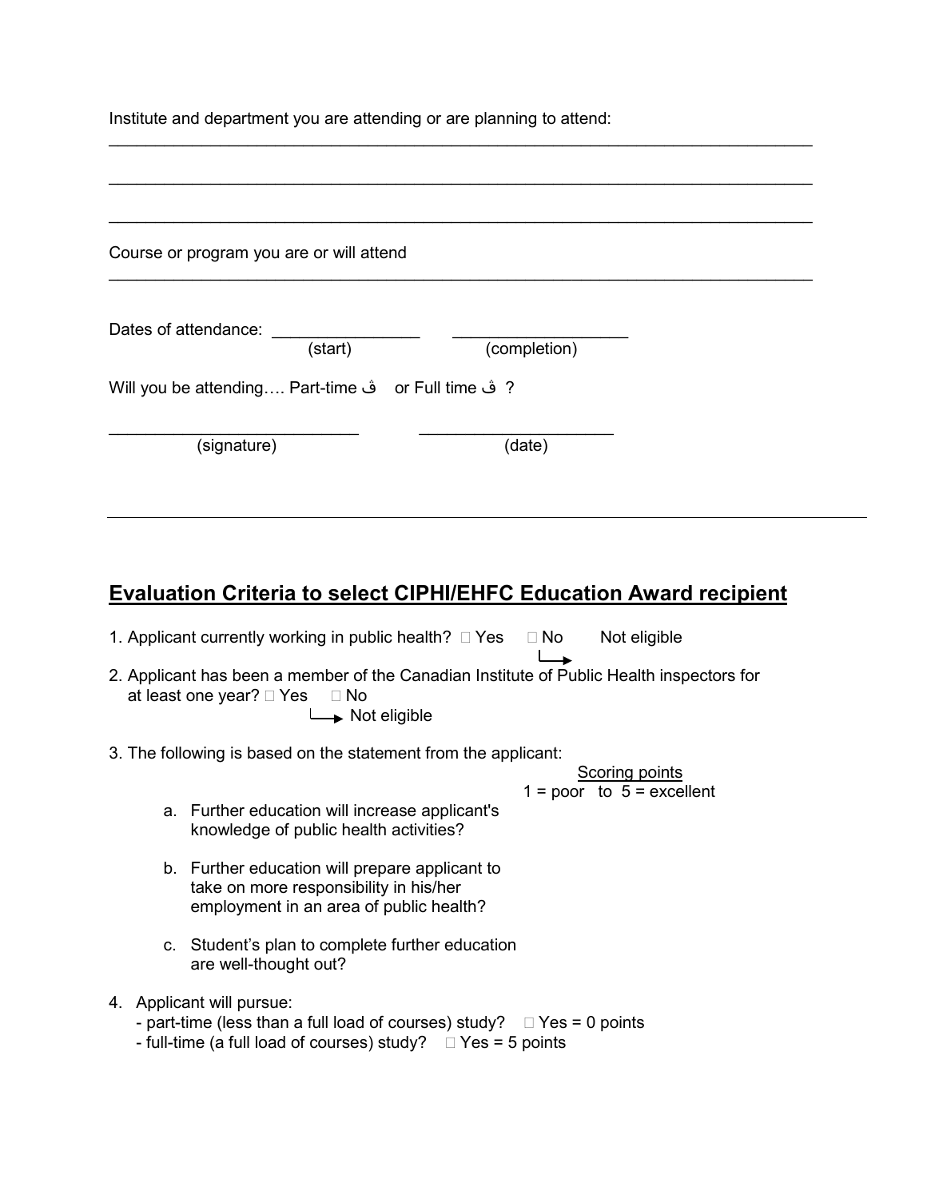Institute and department you are attending or are planning to attend:

___________________________________________________________________________

___________________________________________________________________________

___________________________________________________________________________

Course or program you are or will attend

___________________________________________________________________________

Dates of attendance: _______________ (start) _________________ (completion)

Will you be attending…. Part-time ڤ or Full time ڤ ?

__________________________ (signature) _____________________ (date)

---

## Evaluation Criteria to select CIPHI/EHFC Education Award recipient

1. Applicant currently working in public health? ☐ Yes ☐ No → Not eligible
2. Applicant has been a member of the Canadian Institute of Public Health inspectors for at least one year? ☐ Yes ☐ No → Not eligible
3. The following is based on the statement from the applicant:

   Scoring points
   1 = poor to 5 = excellent

   a. Further education will increase applicant's knowledge of public health activities?
   b. Further education will prepare applicant to take on more responsibility in his/her employment in an area of public health?
   c. Student's plan to complete further education are well-thought out?

4. Applicant will pursue:
   - part-time (less than a full load of courses) study? ☐ Yes = 0 points
   - full-time (a full load of courses) study? ☐ Yes = 5 points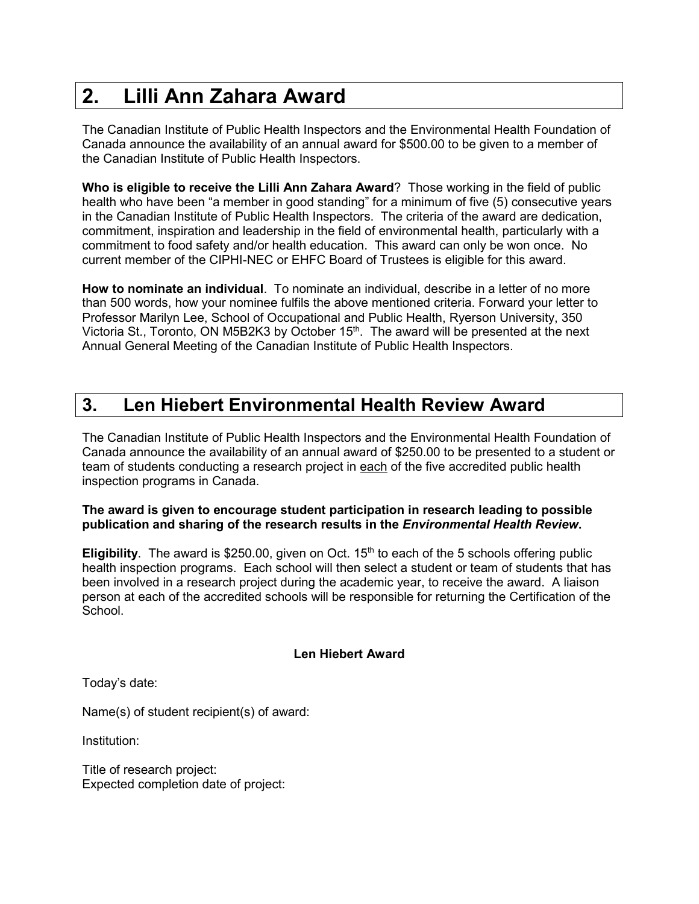## 2. Lilli Ann Zahara Award

The Canadian Institute of Public Health Inspectors and the Environmental Health Foundation of Canada announce the availability of an annual award for $500.00 to be given to a member of the Canadian Institute of Public Health Inspectors.

**Who is eligible to receive the Lilli Ann Zahara Award**? Those working in the field of public health who have been "a member in good standing" for a minimum of five (5) consecutive years in the Canadian Institute of Public Health Inspectors. The criteria of the award are dedication, commitment, inspiration and leadership in the field of environmental health, particularly with a commitment to food safety and/or health education. This award can only be won once. No current member of the CIPHI-NEC or EHFC Board of Trustees is eligible for this award.

**How to nominate an individual**. To nominate an individual, describe in a letter of no more than 500 words, how your nominee fulfils the above mentioned criteria. Forward your letter to Professor Marilyn Lee, School of Occupational and Public Health, Ryerson University, 350 Victoria St., Toronto, ON M5B2K3 by October 15th. The award will be presented at the next Annual General Meeting of the Canadian Institute of Public Health Inspectors.

## 3. Len Hiebert Environmental Health Review Award

The Canadian Institute of Public Health Inspectors and the Environmental Health Foundation of Canada announce the availability of an annual award of $250.00 to be presented to a student or team of students conducting a research project in each of the five accredited public health inspection programs in Canada.

**The award is given to encourage student participation in research leading to possible publication and sharing of the research results in the *Environmental Health Review*.**

**Eligibility**. The award is $250.00, given on Oct. 15th to each of the 5 schools offering public health inspection programs. Each school will then select a student or team of students that has been involved in a research project during the academic year, to receive the award. A liaison person at each of the accredited schools will be responsible for returning the Certification of the School.

**Len Hiebert Award**

Today's date:

Name(s) of student recipient(s) of award:

Institution:

Title of research project:
Expected completion date of project: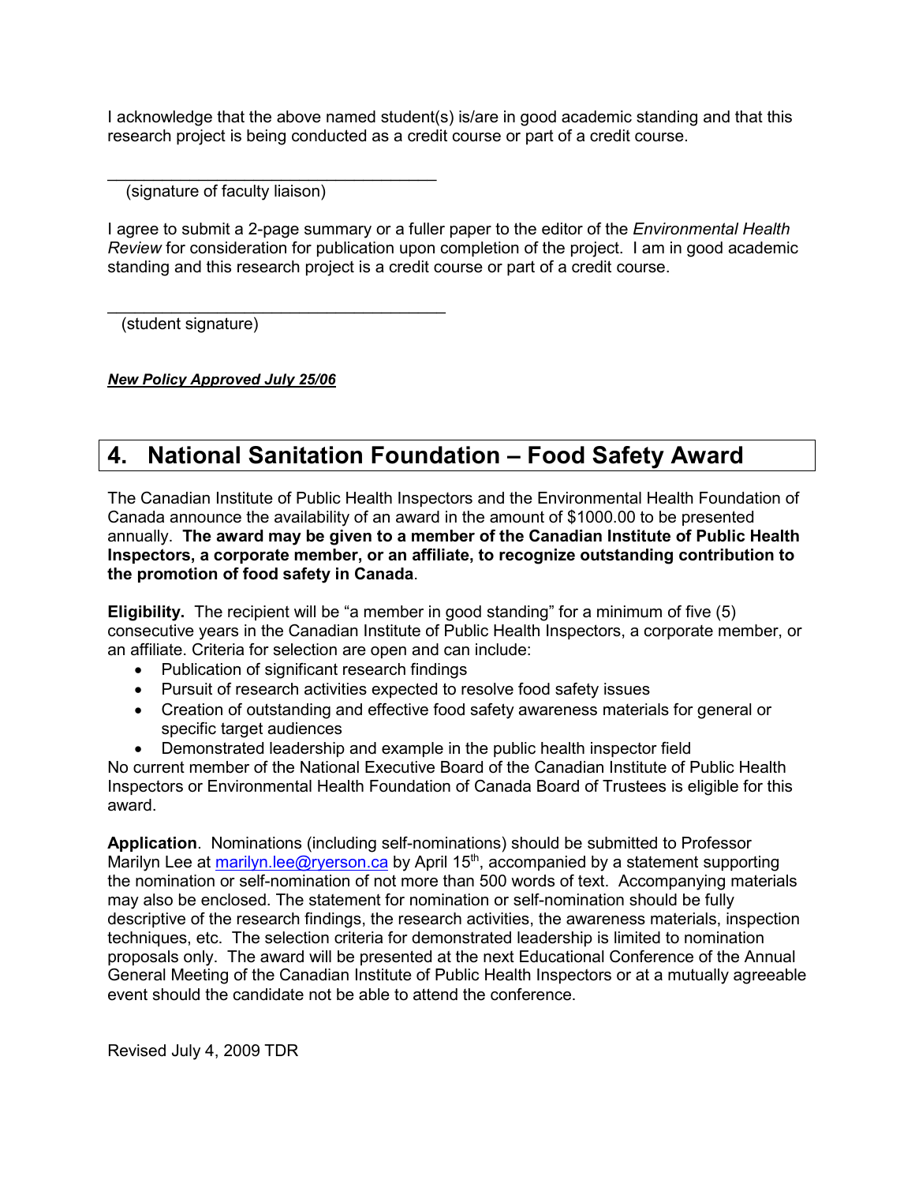I acknowledge that the above named student(s) is/are in good academic standing and that this research project is being conducted as a credit course or part of a credit course.

\_\_\_\_\_\_\_\_\_\_\_\_\_\_\_\_\_\_\_\_\_\_\_\_\_\_\_\_\_\_\_\_\_\_\_\_\_\_

(signature of faculty liaison)

I agree to submit a 2-page summary or a fuller paper to the editor of the *Environmental Health Review* for consideration for publication upon completion of the project. I am in good academic standing and this research project is a credit course or part of a credit course.

\_\_\_\_\_\_\_\_\_\_\_\_\_\_\_\_\_\_\_\_\_\_\_\_\_\_\_\_\_\_\_\_\_\_\_\_\_\_

(student signature)

***New Policy Approved July 25/06***

# 4. National Sanitation Foundation – Food Safety Award

The Canadian Institute of Public Health Inspectors and the Environmental Health Foundation of Canada announce the availability of an award in the amount of $1000.00 to be presented annually. **The award may be given to a member of the Canadian Institute of Public Health Inspectors, a corporate member, or an affiliate, to recognize outstanding contribution to the promotion of food safety in Canada**.

**Eligibility.** The recipient will be "a member in good standing" for a minimum of five (5) consecutive years in the Canadian Institute of Public Health Inspectors, a corporate member, or an affiliate. Criteria for selection are open and can include:

- Publication of significant research findings
- Pursuit of research activities expected to resolve food safety issues
- Creation of outstanding and effective food safety awareness materials for general or specific target audiences
- Demonstrated leadership and example in the public health inspector field

No current member of the National Executive Board of the Canadian Institute of Public Health Inspectors or Environmental Health Foundation of Canada Board of Trustees is eligible for this award.

**Application**. Nominations (including self-nominations) should be submitted to Professor Marilyn Lee at marilyn.lee@ryerson.ca by April 15th, accompanied by a statement supporting the nomination or self-nomination of not more than 500 words of text. Accompanying materials may also be enclosed. The statement for nomination or self-nomination should be fully descriptive of the research findings, the research activities, the awareness materials, inspection techniques, etc. The selection criteria for demonstrated leadership is limited to nomination proposals only. The award will be presented at the next Educational Conference of the Annual General Meeting of the Canadian Institute of Public Health Inspectors or at a mutually agreeable event should the candidate not be able to attend the conference.

Revised July 4, 2009 TDR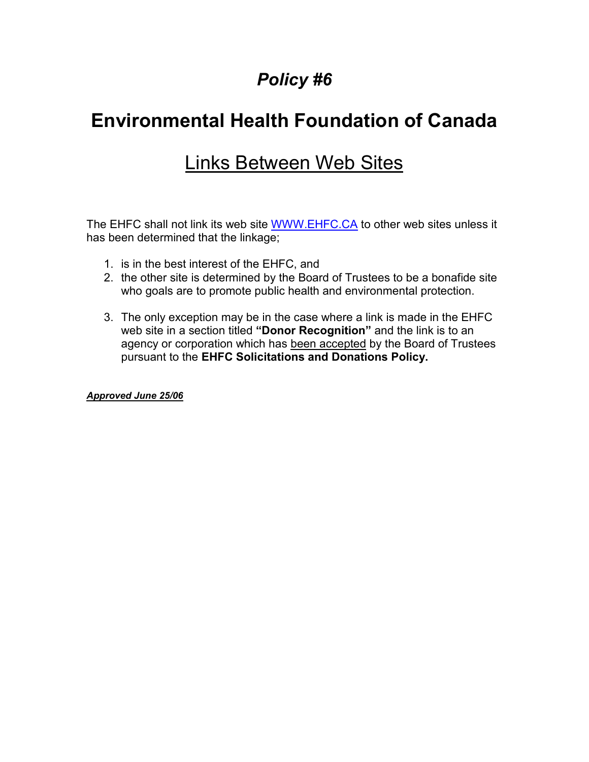# *Policy #6*

# Environmental Health Foundation of Canada

## Links Between Web Sites

The EHFC shall not link its web site WWW.EHFC.CA to other web sites unless it has been determined that the linkage;

1. is in the best interest of the EHFC, and
2. the other site is determined by the Board of Trustees to be a bonafide site who goals are to promote public health and environmental protection.
3. The only exception may be in the case where a link is made in the EHFC web site in a section titled **"Donor Recognition"** and the link is to an agency or corporation which has been accepted by the Board of Trustees pursuant to the **EHFC Solicitations and Donations Policy.**

***Approved June 25/06***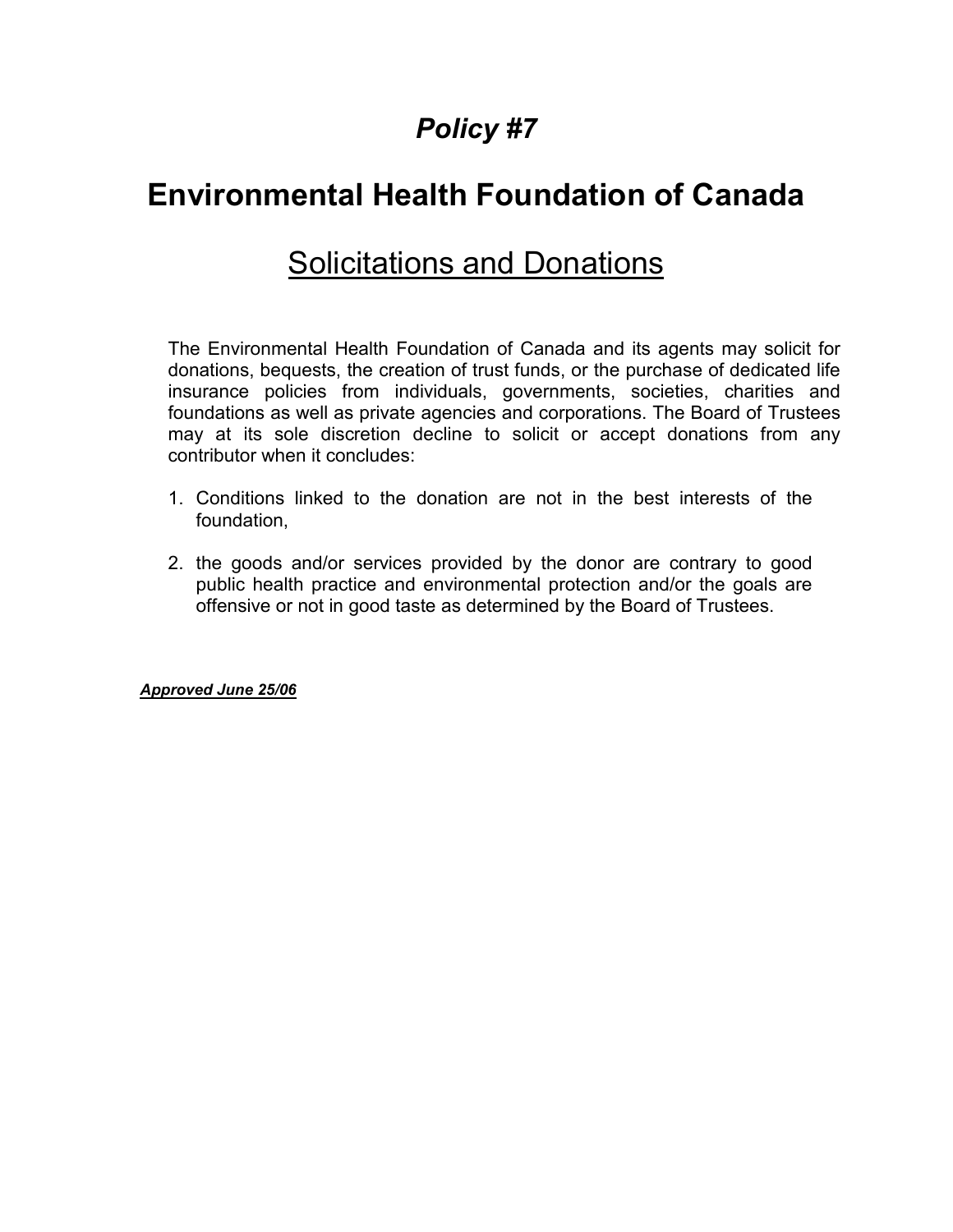# *Policy #7*

# Environmental Health Foundation of Canada

## Solicitations and Donations

The Environmental Health Foundation of Canada and its agents may solicit for donations, bequests, the creation of trust funds, or the purchase of dedicated life insurance policies from individuals, governments, societies, charities and foundations as well as private agencies and corporations. The Board of Trustees may at its sole discretion decline to solicit or accept donations from any contributor when it concludes:

1. Conditions linked to the donation are not in the best interests of the foundation,

2. the goods and/or services provided by the donor are contrary to good public health practice and environmental protection and/or the goals are offensive or not in good taste as determined by the Board of Trustees.

***Approved June 25/06***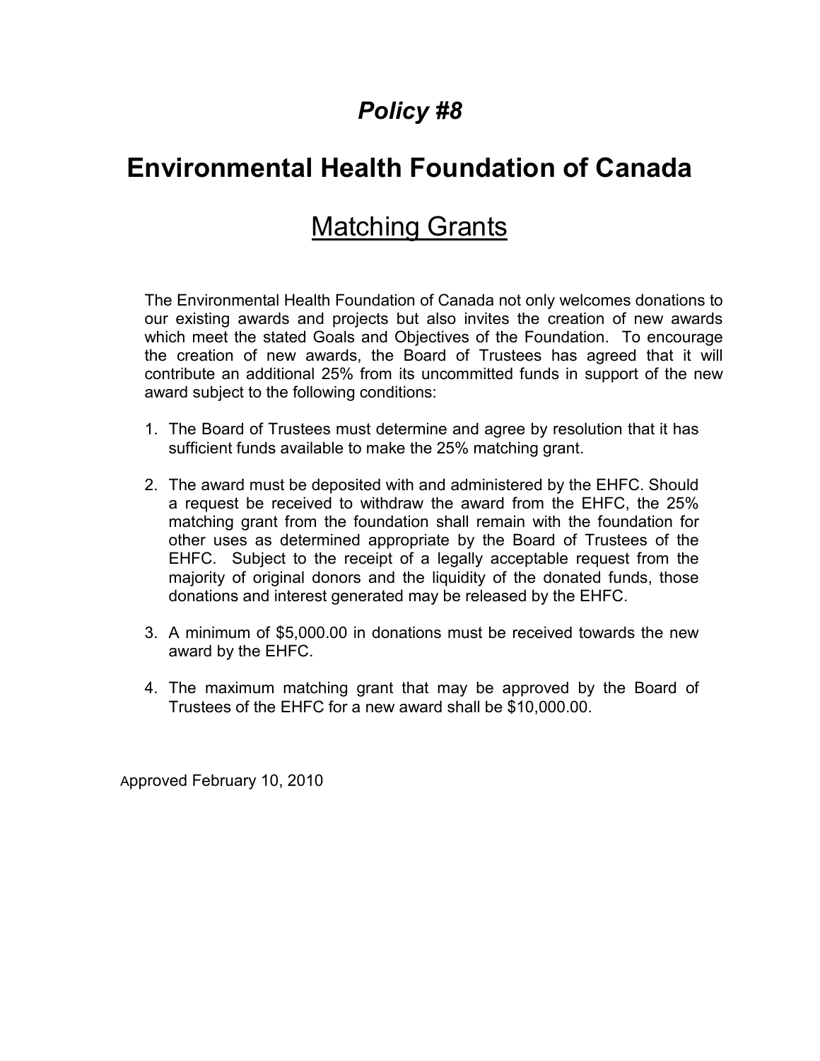# *Policy #8*

# Environmental Health Foundation of Canada

## Matching Grants

The Environmental Health Foundation of Canada not only welcomes donations to our existing awards and projects but also invites the creation of new awards which meet the stated Goals and Objectives of the Foundation. To encourage the creation of new awards, the Board of Trustees has agreed that it will contribute an additional 25% from its uncommitted funds in support of the new award subject to the following conditions:

1. The Board of Trustees must determine and agree by resolution that it has sufficient funds available to make the 25% matching grant.

2. The award must be deposited with and administered by the EHFC. Should a request be received to withdraw the award from the EHFC, the 25% matching grant from the foundation shall remain with the foundation for other uses as determined appropriate by the Board of Trustees of the EHFC. Subject to the receipt of a legally acceptable request from the majority of original donors and the liquidity of the donated funds, those donations and interest generated may be released by the EHFC.

3. A minimum of $5,000.00 in donations must be received towards the new award by the EHFC.

4. The maximum matching grant that may be approved by the Board of Trustees of the EHFC for a new award shall be $10,000.00.

Approved February 10, 2010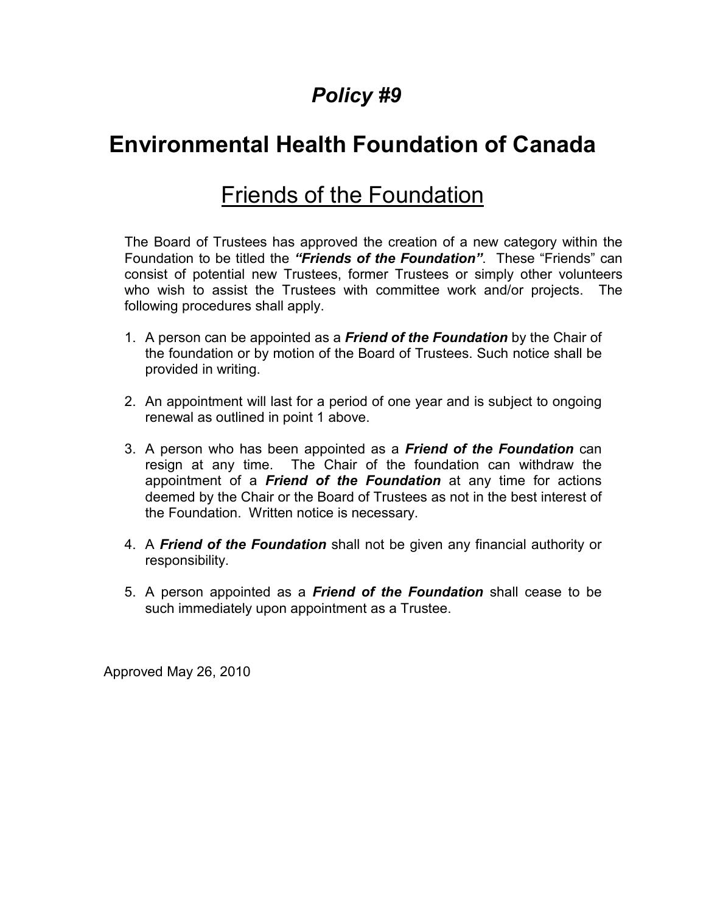# *Policy #9*

# Environmental Health Foundation of Canada

## Friends of the Foundation

The Board of Trustees has approved the creation of a new category within the Foundation to be titled the ***"Friends of the Foundation"***. These "Friends" can consist of potential new Trustees, former Trustees or simply other volunteers who wish to assist the Trustees with committee work and/or projects. The following procedures shall apply.

1. A person can be appointed as a ***Friend of the Foundation*** by the Chair of the foundation or by motion of the Board of Trustees. Such notice shall be provided in writing.

2. An appointment will last for a period of one year and is subject to ongoing renewal as outlined in point 1 above.

3. A person who has been appointed as a ***Friend of the Foundation*** can resign at any time. The Chair of the foundation can withdraw the appointment of a ***Friend of the Foundation*** at any time for actions deemed by the Chair or the Board of Trustees as not in the best interest of the Foundation. Written notice is necessary.

4. A ***Friend of the Foundation*** shall not be given any financial authority or responsibility.

5. A person appointed as a ***Friend of the Foundation*** shall cease to be such immediately upon appointment as a Trustee.

Approved May 26, 2010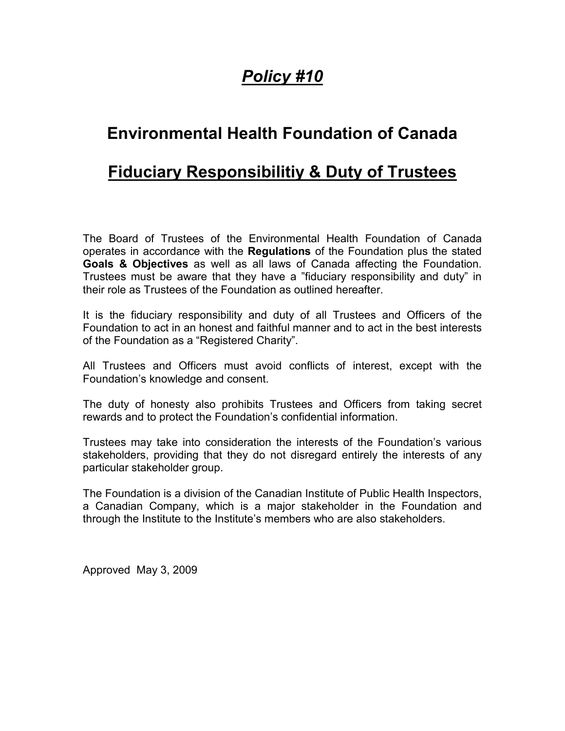# ***Policy #10***

## Environmental Health Foundation of Canada

## Fiduciary Responsibilitiy & Duty of Trustees

The Board of Trustees of the Environmental Health Foundation of Canada operates in accordance with the **Regulations** of the Foundation plus the stated **Goals & Objectives** as well as all laws of Canada affecting the Foundation. Trustees must be aware that they have a "fiduciary responsibility and duty" in their role as Trustees of the Foundation as outlined hereafter.

It is the fiduciary responsibility and duty of all Trustees and Officers of the Foundation to act in an honest and faithful manner and to act in the best interests of the Foundation as a "Registered Charity".

All Trustees and Officers must avoid conflicts of interest, except with the Foundation's knowledge and consent.

The duty of honesty also prohibits Trustees and Officers from taking secret rewards and to protect the Foundation's confidential information.

Trustees may take into consideration the interests of the Foundation's various stakeholders, providing that they do not disregard entirely the interests of any particular stakeholder group.

The Foundation is a division of the Canadian Institute of Public Health Inspectors, a Canadian Company, which is a major stakeholder in the Foundation and through the Institute to the Institute's members who are also stakeholders.

Approved May 3, 2009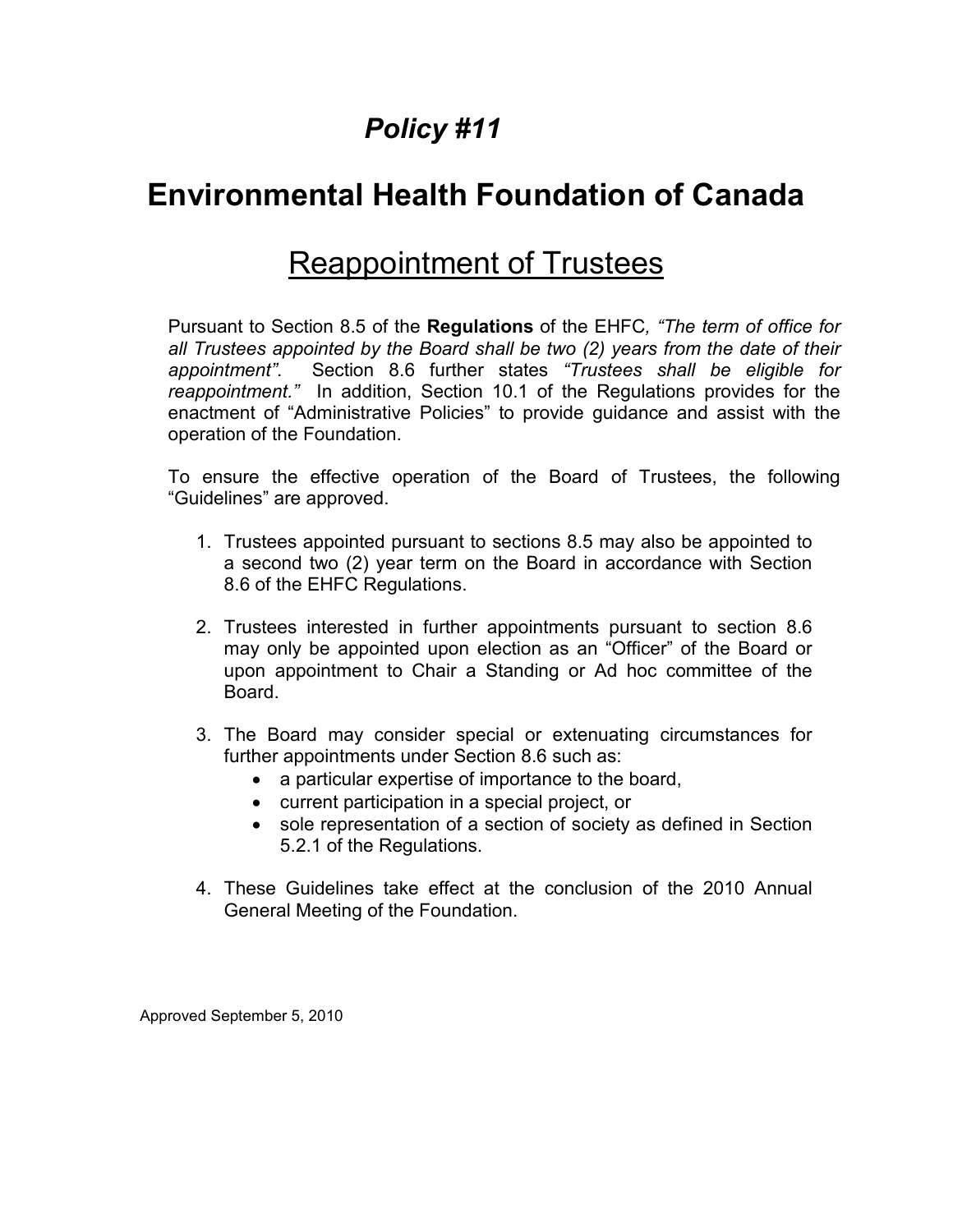# *Policy #11*

# Environmental Health Foundation of Canada

## Reappointment of Trustees

Pursuant to Section 8.5 of the **Regulations** of the EHFC*, "The term of office for all Trustees appointed by the Board shall be two (2) years from the date of their appointment"*. Section 8.6 further states *"Trustees shall be eligible for reappointment."* In addition, Section 10.1 of the Regulations provides for the enactment of "Administrative Policies" to provide guidance and assist with the operation of the Foundation.

To ensure the effective operation of the Board of Trustees, the following "Guidelines" are approved.

1. Trustees appointed pursuant to sections 8.5 may also be appointed to a second two (2) year term on the Board in accordance with Section 8.6 of the EHFC Regulations.

2. Trustees interested in further appointments pursuant to section 8.6 may only be appointed upon election as an "Officer" of the Board or upon appointment to Chair a Standing or Ad hoc committee of the Board.

3. The Board may consider special or extenuating circumstances for further appointments under Section 8.6 such as:
   - a particular expertise of importance to the board,
   - current participation in a special project, or
   - sole representation of a section of society as defined in Section 5.2.1 of the Regulations.

4. These Guidelines take effect at the conclusion of the 2010 Annual General Meeting of the Foundation.

Approved September 5, 2010